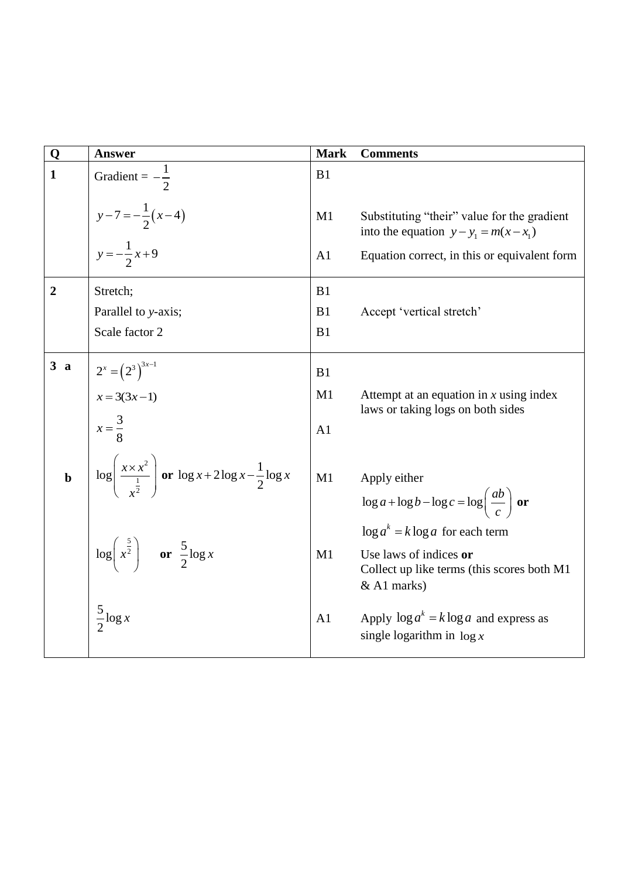| Q | Answer | Mark | Comments |
|---|---|---|---|
| **1** | Gradient = $-\frac{1}{2}$ | B1 | |
| | $y-7=-\frac{1}{2}\left(x-4\right)$ | M1 | Substituting "their" value for the gradient into the equation $y-y_1=m(x-x_1)$ |
| | $y=-\frac{1}{2}x+9$ | A1 | Equation correct, in this or equivalent form |
| **2** | Stretch; | B1 | |
| | Parallel to *y*-axis; | B1 | Accept 'vertical stretch' |
| | Scale factor 2 | B1 | |
| **3 a** | $2^x=\left(2^3\right)^{3x-1}$ | B1 | |
| | $x=3(3x-1)$ | M1 | Attempt at an equation in *x* using index laws or taking logs on both sides |
| | $x=\frac{3}{8}$ | A1 | |
| **b** | $\log\left(\frac{x\times x^2}{x^{\frac{1}{2}}}\right)$ **or** $\log x+2\log x-\frac{1}{2}\log x$ | M1 | Apply either $\log a+\log b-\log c=\log\left(\frac{ab}{c}\right)$ **or** $\log a^k=k\log a$ for each term |
| | $\log\left(x^{\frac{5}{2}}\right)$ **or** $\frac{5}{2}\log x$ | M1 | Use laws of indices **or** Collect up like terms (this scores both M1 & A1 marks) |
| | $\frac{5}{2}\log x$ | A1 | Apply $\log a^k=k\log a$ and express as single logarithm in $\log x$ |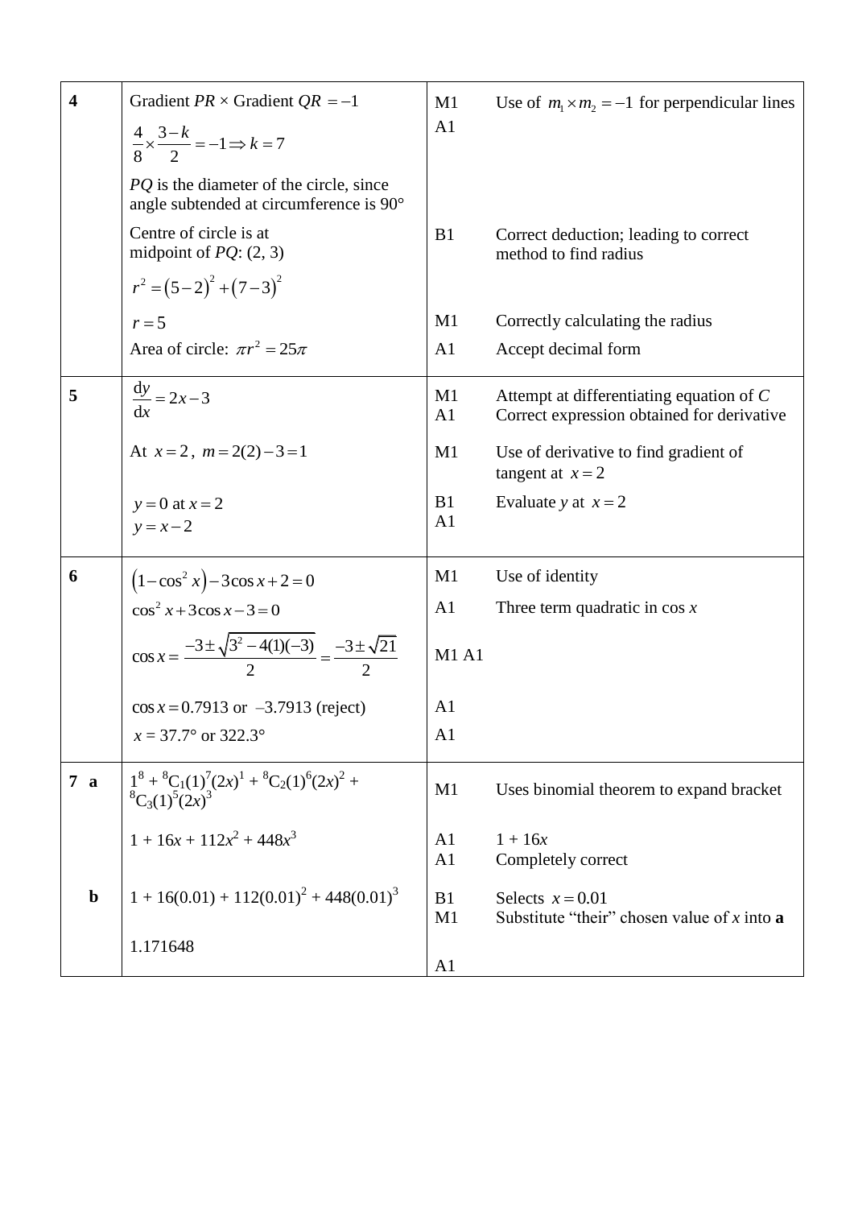| | | | |
|---|---|---|---|
| **4** | Gradient $PR$ × Gradient $QR = -1$ | M1 | Use of $m_1 \times m_2 = -1$ for perpendicular lines |
| | $\frac{4}{8} \times \frac{3-k}{2} = -1 \Rightarrow k = 7$ | A1 | |
| | $PQ$ is the diameter of the circle, since angle subtended at circumference is 90° | | |
| | Centre of circle is at midpoint of $PQ$: (2, 3) | B1 | Correct deduction; leading to correct method to find radius |
| | $r^2 = (5-2)^2 + (7-3)^2$ | | |
| | $r = 5$ | M1 | Correctly calculating the radius |
| | Area of circle: $\pi r^2 = 25\pi$ | A1 | Accept decimal form |
| **5** | $\frac{dy}{dx} = 2x - 3$ | M1<br>A1 | Attempt at differentiating equation of $C$<br>Correct expression obtained for derivative |
| | At $x = 2$, $m = 2(2) - 3 = 1$ | M1 | Use of derivative to find gradient of tangent at $x = 2$ |
| | $y = 0$ at $x = 2$<br>$y = x - 2$ | B1<br>A1 | Evaluate $y$ at $x = 2$ |
| **6** | $(1 - \cos^2 x) - 3\cos x + 2 = 0$ | M1 | Use of identity |
| | $\cos^2 x + 3\cos x - 3 = 0$ | A1 | Three term quadratic in cos $x$ |
| | $\cos x = \frac{-3 \pm \sqrt{3^2 - 4(1)(-3)}}{2} = \frac{-3 \pm \sqrt{21}}{2}$ | M1 A1 | |
| | $\cos x = 0.7913$ or $-3.7913$ (reject) | A1 | |
| | $x$ = 37.7° or 322.3° | A1 | |
| **7 a** | $1^8 + {}^8C_1(1)^7(2x)^1 + {}^8C_2(1)^6(2x)^2 + {}^8C_3(1)^5(2x)^3$ | M1 | Uses binomial theorem to expand bracket |
| | $1 + 16x + 112x^2 + 448x^3$ | A1<br>A1 | $1 + 16x$<br>Completely correct |
| **b** | $1 + 16(0.01) + 112(0.01)^2 + 448(0.01)^3$ | B1<br>M1 | Selects $x = 0.01$<br>Substitute "their" chosen value of $x$ into **a** |
| | 1.171648 | A1 | |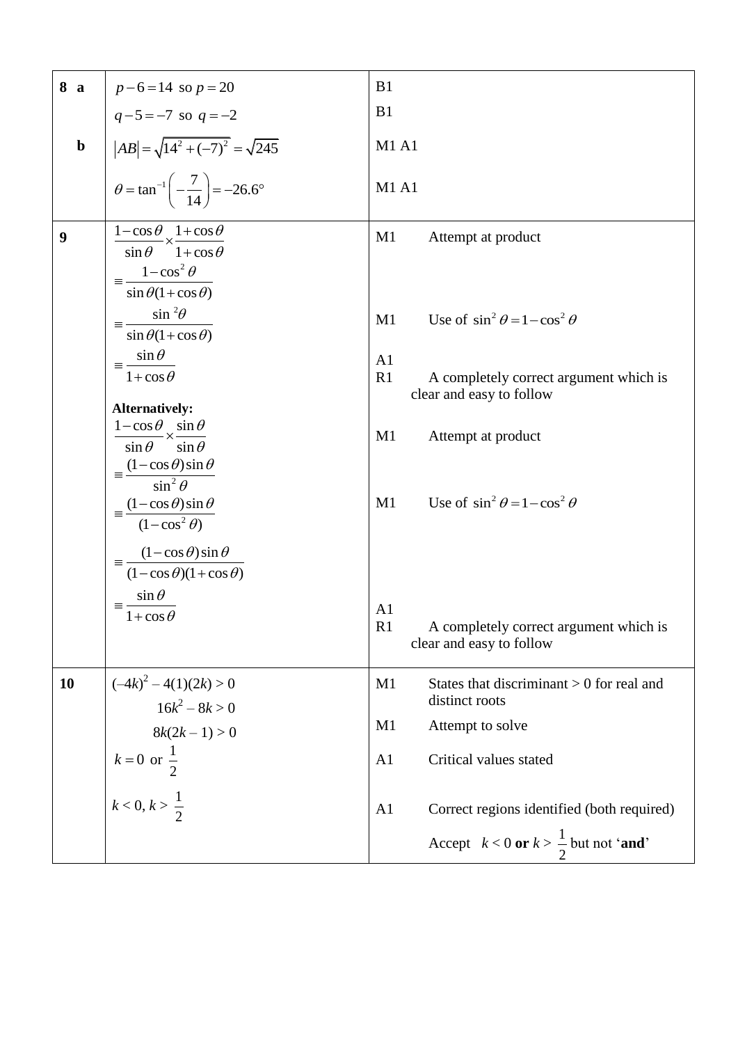| | | |
|---|---|---|
| **8 a** | $p-6=14$ so $p=20$ | B1 |
| | $q-5=-7$ so $q=-2$ | B1 |
| **b** | $\lvert AB\rvert=\sqrt{14^2+(-7)^2}=\sqrt{245}$ | M1 A1 |
| | $\theta=\tan^{-1}\left(-\frac{7}{14}\right)=-26.6°$ | M1 A1 |
| **9** | $\frac{1-\cos\theta}{\sin\theta}\times\frac{1+\cos\theta}{1+\cos\theta}$ | M1 Attempt at product |
| | $\equiv\frac{1-\cos^2\theta}{\sin\theta(1+\cos\theta)}$ | |
| | $\equiv\frac{\sin^2\theta}{\sin\theta(1+\cos\theta)}$ | M1 Use of $\sin^2\theta=1-\cos^2\theta$ |
| | $\equiv\frac{\sin\theta}{1+\cos\theta}$ | A1 |
| | | R1 A completely correct argument which is clear and easy to follow |
| | **Alternatively:** | |
| | $\frac{1-\cos\theta}{\sin\theta}\times\frac{\sin\theta}{\sin\theta}$ | M1 Attempt at product |
| | $\equiv\frac{(1-\cos\theta)\sin\theta}{\sin^2\theta}$ | |
| | $\equiv\frac{(1-\cos\theta)\sin\theta}{(1-\cos^2\theta)}$ | M1 Use of $\sin^2\theta=1-\cos^2\theta$ |
| | $\equiv\frac{(1-\cos\theta)\sin\theta}{(1-\cos\theta)(1+\cos\theta)}$ | |
| | $\equiv\frac{\sin\theta}{1+\cos\theta}$ | A1 |
| | | R1 A completely correct argument which is clear and easy to follow |
| **10** | $(-4k)^2-4(1)(2k)>0$ | M1 States that discriminant > 0 for real and distinct roots |
| | $16k^2-8k>0$ | |
| | $8k(2k-1)>0$ | M1 Attempt to solve |
| | $k=0$ or $\frac{1}{2}$ | A1 Critical values stated |
| | $k<0,\ k>\frac{1}{2}$ | A1 Correct regions identified (both required) |
| | | Accept $k<0$ **or** $k>\frac{1}{2}$ but not '**and**' |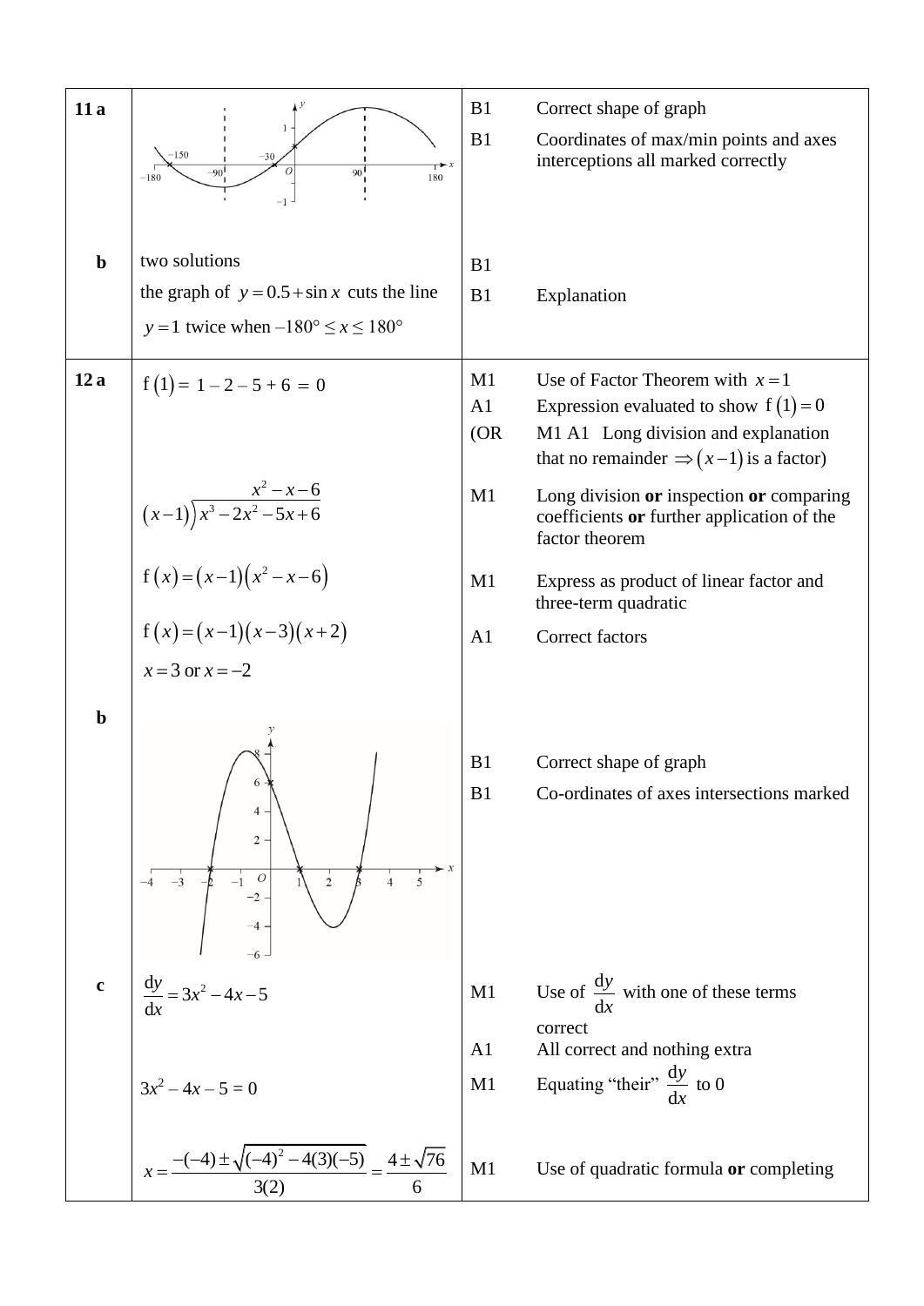| | | | |
|---|---|---|---|
| **11 a** | | B1 | Correct shape of graph |
| | | B1 | Coordinates of max/min points and axes interceptions all marked correctly |
| **b** | two solutions | B1 | |
| | the graph of $y = 0.5 + \sin x$ cuts the line $y = 1$ twice when $-180° \leq x \leq 180°$ | B1 | Explanation |
| **12 a** | $\text{f}(1) = 1 - 2 - 5 + 6 = 0$ | M1 | Use of Factor Theorem with $x = 1$ |
| | | A1 | Expression evaluated to show $\text{f}(1) = 0$ |
| | | (OR | M1 A1 Long division and explanation that no remainder $\Rightarrow (x-1)$ is a factor) |
| | $(x-1)\overline{\big)x^3 - 2x^2 - 5x + 6}$ with quotient $x^2 - x - 6$ | M1 | Long division **or** inspection **or** comparing coefficients **or** further application of the factor theorem |
| | $\text{f}(x) = (x-1)(x^2 - x - 6)$ | M1 | Express as product of linear factor and three-term quadratic |
| | $\text{f}(x) = (x-1)(x-3)(x+2)$ | A1 | Correct factors |
| | $x = 3$ or $x = -2$ | | |
| **b** | | B1 | Correct shape of graph |
| | | B1 | Co-ordinates of axes intersections marked |
| **c** | $\dfrac{\text{d}y}{\text{d}x} = 3x^2 - 4x - 5$ | M1 | Use of $\dfrac{\text{d}y}{\text{d}x}$ with one of these terms correct |
| | | A1 | All correct and nothing extra |
| | $3x^2 - 4x - 5 = 0$ | M1 | Equating "their" $\dfrac{\text{d}y}{\text{d}x}$ to 0 |
| | $x = \dfrac{-(-4) \pm \sqrt{(-4)^2 - 4(3)(-5)}}{3(2)} = \dfrac{4 \pm \sqrt{76}}{6}$ | M1 | Use of quadratic formula **or** completing |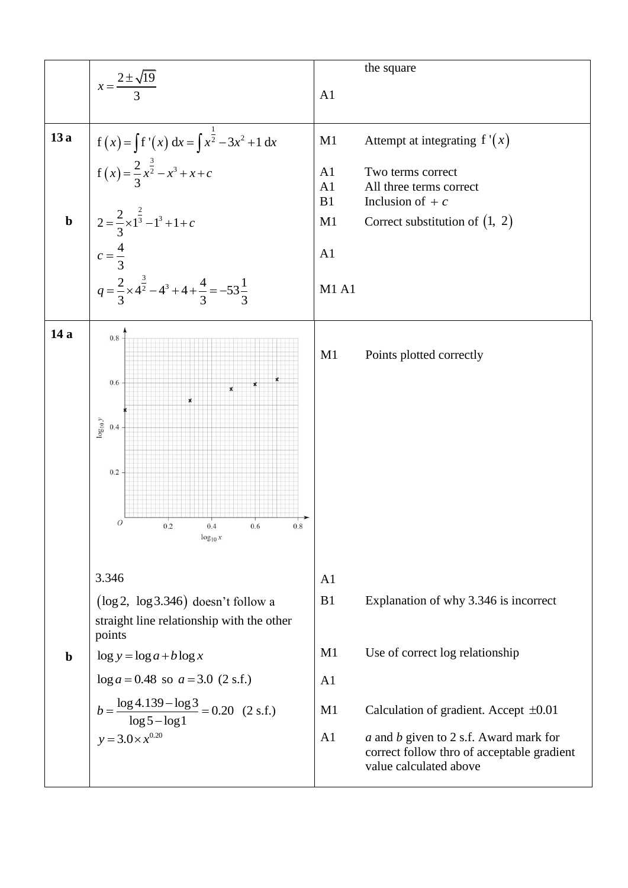| | | | |
|---|---|---|---|
| | $x = \dfrac{2 \pm \sqrt{19}}{3}$ | A1 | the square |
| **13 a** | $\mathrm{f}(x) = \int \mathrm{f}'(x)\,\mathrm{d}x = \int x^{\frac{1}{2}} - 3x^2 + 1\,\mathrm{d}x$ | M1 | Attempt at integrating $\mathrm{f}'(x)$ |
| | $\mathrm{f}(x) = \dfrac{2}{3}x^{\frac{3}{2}} - x^3 + x + c$ | A1<br>A1<br>B1 | Two terms correct<br>All three terms correct<br>Inclusion of $+\,c$ |
| **b** | $2 = \dfrac{2}{3} \times 1^{\frac{2}{3}} - 1^3 + 1 + c$ | M1 | Correct substitution of $(1,\ 2)$ |
| | $c = \dfrac{4}{3}$ | A1 | |
| | $q = \dfrac{2}{3} \times 4^{\frac{3}{2}} - 4^3 + 4 + \dfrac{4}{3} = -53\dfrac{1}{3}$ | M1 A1 | |
| **14 a** | [Graph: $\log_{10} y$ against $\log_{10} x$, axes from 0 to 0.8, with plotted points] | M1 | Points plotted correctly |
| | 3.346 | A1 | |
| | $(\log 2,\ \log 3.346)$ doesn't follow a straight line relationship with the other points | B1 | Explanation of why 3.346 is incorrect |
| **b** | $\log y = \log a + b \log x$ | M1 | Use of correct log relationship |
| | $\log a = 0.48$ so $a = 3.0$ (2 s.f.) | A1 | |
| | $b = \dfrac{\log 4.139 - \log 3}{\log 5 - \log 1} = 0.20$ (2 s.f.) | M1 | Calculation of gradient. Accept $\pm 0.01$ |
| | $y = 3.0 \times x^{0.20}$ | A1 | *a* and *b* given to 2 s.f. Award mark for correct follow thro of acceptable gradient value calculated above |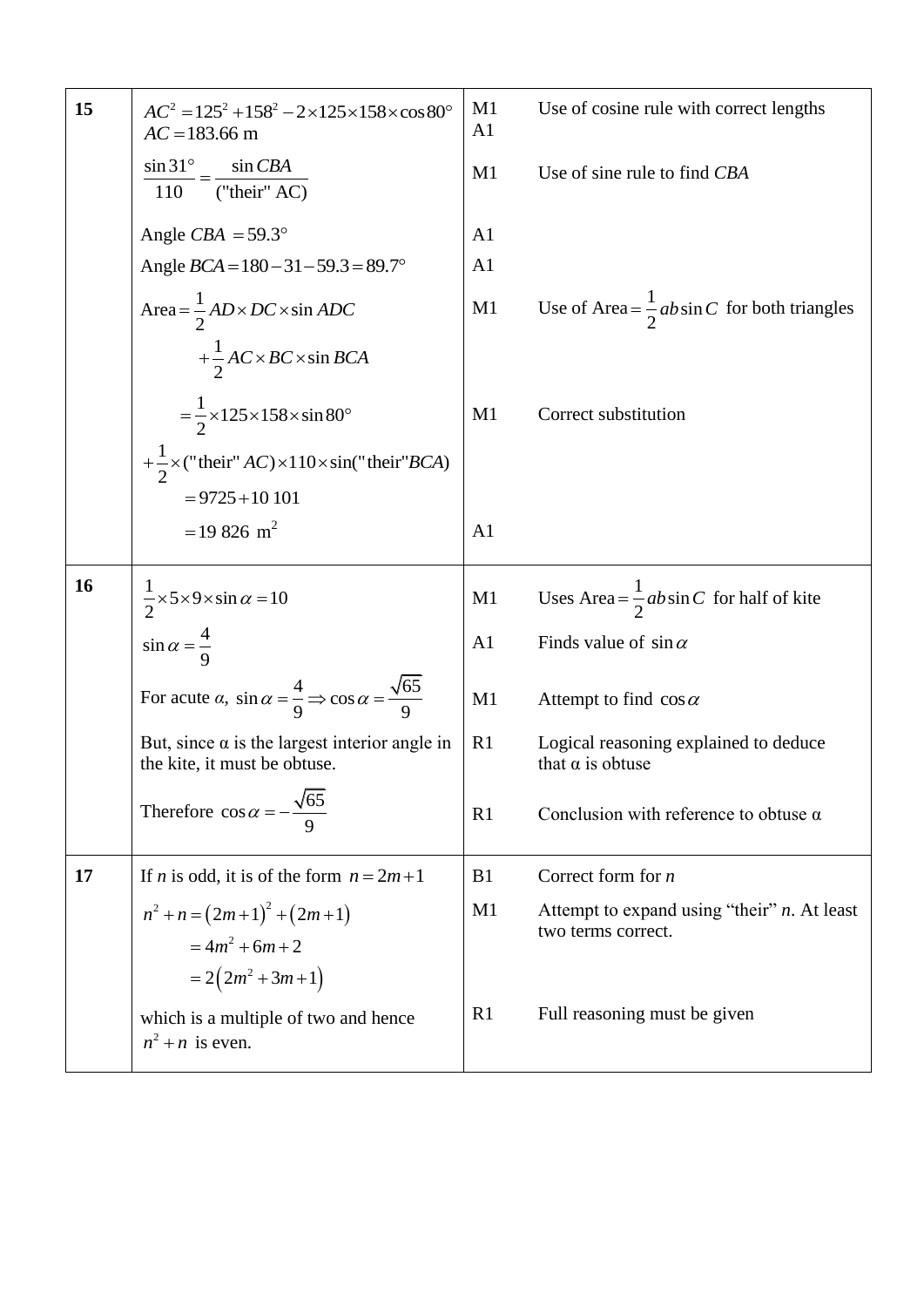| | | | |
|---|---|---|---|
| **15** | $AC^2 = 125^2 + 158^2 - 2 \times 125 \times 158 \times \cos 80°$<br>$AC = 183.66$ m | M1<br>A1 | Use of cosine rule with correct lengths |
| | $\dfrac{\sin 31°}{110} = \dfrac{\sin CBA}{(\text{"their" AC})}$ | M1 | Use of sine rule to find $CBA$ |
| | Angle $CBA = 59.3°$ | A1 | |
| | Angle $BCA = 180 - 31 - 59.3 = 89.7°$ | A1 | |
| | $\text{Area} = \dfrac{1}{2} AD \times DC \times \sin ADC$<br>$+ \dfrac{1}{2} AC \times BC \times \sin BCA$ | M1 | Use of $\text{Area} = \dfrac{1}{2} ab \sin C$ for both triangles |
| | $= \dfrac{1}{2} \times 125 \times 158 \times \sin 80°$<br>$+ \dfrac{1}{2} \times (\text{"their" } AC) \times 110 \times \sin(\text{"their"} BCA)$<br>$= 9725 + 10\,101$ | M1 | Correct substitution |
| | $= 19\,826 \text{ m}^2$ | A1 | |
| **16** | $\dfrac{1}{2} \times 5 \times 9 \times \sin \alpha = 10$ | M1 | Uses $\text{Area} = \dfrac{1}{2} ab \sin C$ for half of kite |
| | $\sin \alpha = \dfrac{4}{9}$ | A1 | Finds value of $\sin \alpha$ |
| | For acute $\alpha$, $\sin \alpha = \dfrac{4}{9} \Rightarrow \cos \alpha = \dfrac{\sqrt{65}}{9}$ | M1 | Attempt to find $\cos \alpha$ |
| | But, since α is the largest interior angle in the kite, it must be obtuse. | R1 | Logical reasoning explained to deduce that α is obtuse |
| | Therefore $\cos \alpha = -\dfrac{\sqrt{65}}{9}$ | R1 | Conclusion with reference to obtuse α |
| **17** | If $n$ is odd, it is of the form $n = 2m + 1$ | B1 | Correct form for $n$ |
| | $n^2 + n = (2m+1)^2 + (2m+1)$<br>$= 4m^2 + 6m + 2$<br>$= 2(2m^2 + 3m + 1)$ | M1 | Attempt to expand using "their" $n$. At least two terms correct. |
| | which is a multiple of two and hence $n^2 + n$ is even. | R1 | Full reasoning must be given |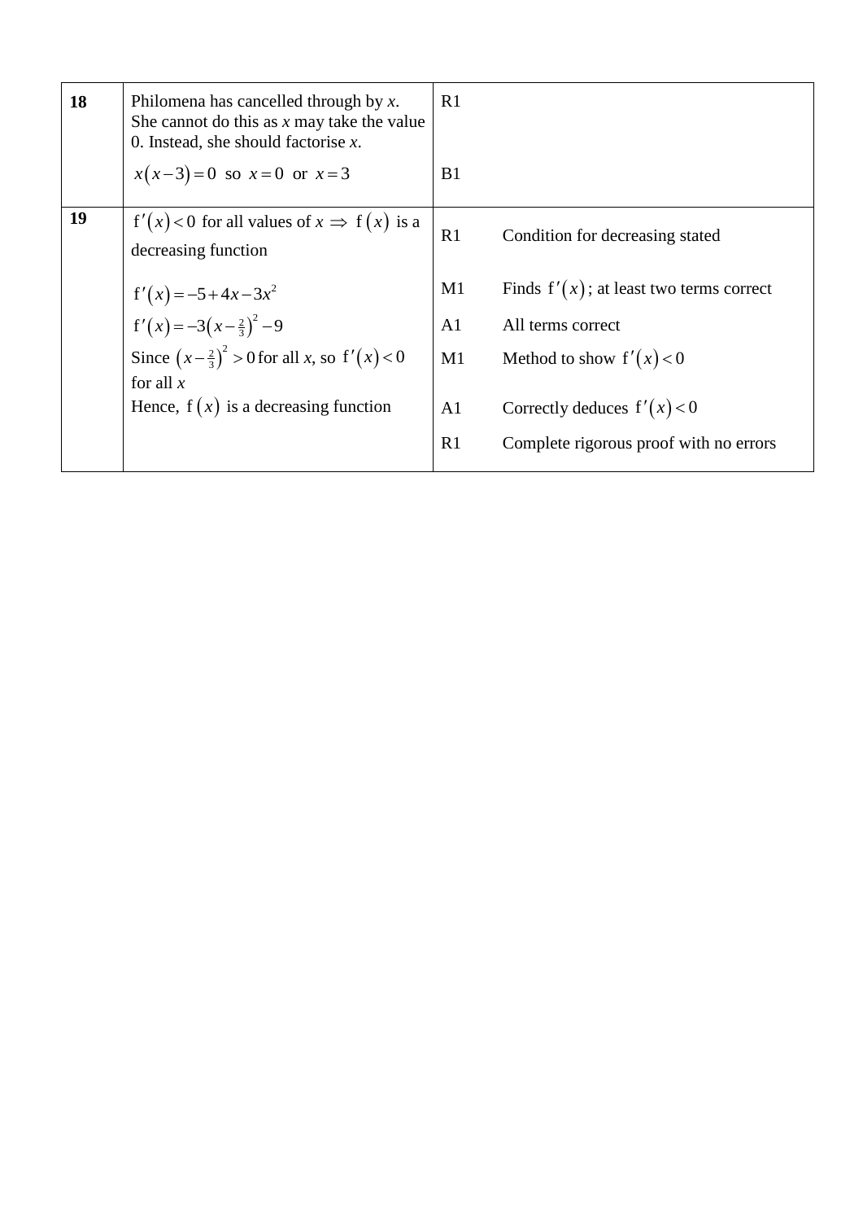| | | | |
|---|---|---|---|
| **18** | Philomena has cancelled through by $x$. She cannot do this as $x$ may take the value 0. Instead, she should factorise $x$. | R1 | |
| | $x(x-3)=0$ so $x=0$ or $x=3$ | B1 | |
| **19** | $f'(x)<0$ for all values of $x \Rightarrow f(x)$ is a decreasing function | R1 | Condition for decreasing stated |
| | $f'(x)=-5+4x-3x^2$ | M1 | Finds $f'(x)$; at least two terms correct |
| | $f'(x)=-3\left(x-\frac{2}{3}\right)^2-9$ | A1 | All terms correct |
| | Since $\left(x-\frac{2}{3}\right)^2>0$ for all $x$, so $f'(x)<0$ for all $x$ | M1 | Method to show $f'(x)<0$ |
| | Hence, $f(x)$ is a decreasing function | A1 | Correctly deduces $f'(x)<0$ |
| | | R1 | Complete rigorous proof with no errors |